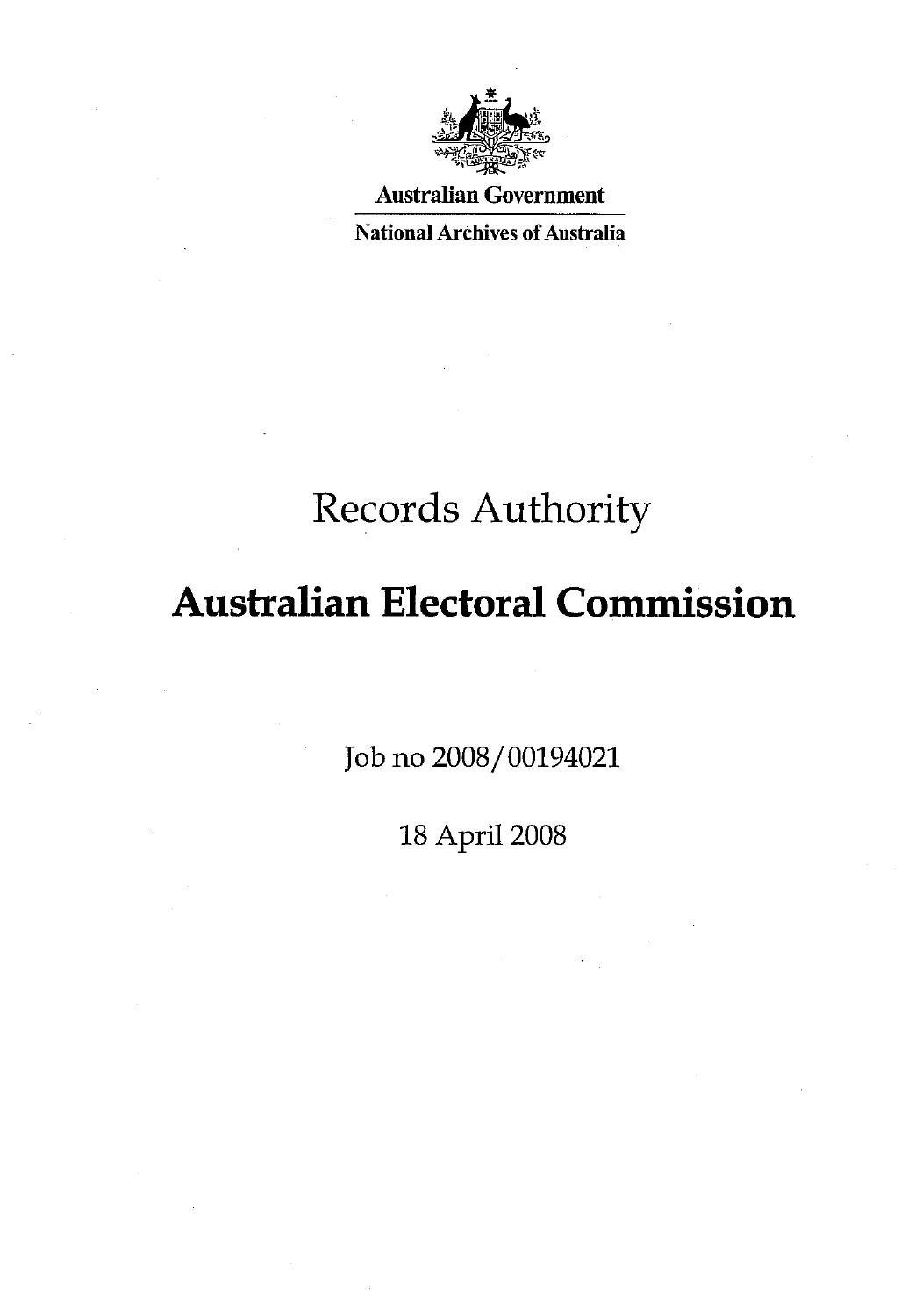Australian Government

National Archives of Australia

# Records Authority

# Australian Electoral Commission

Job no 2008/00194021

18 April 2008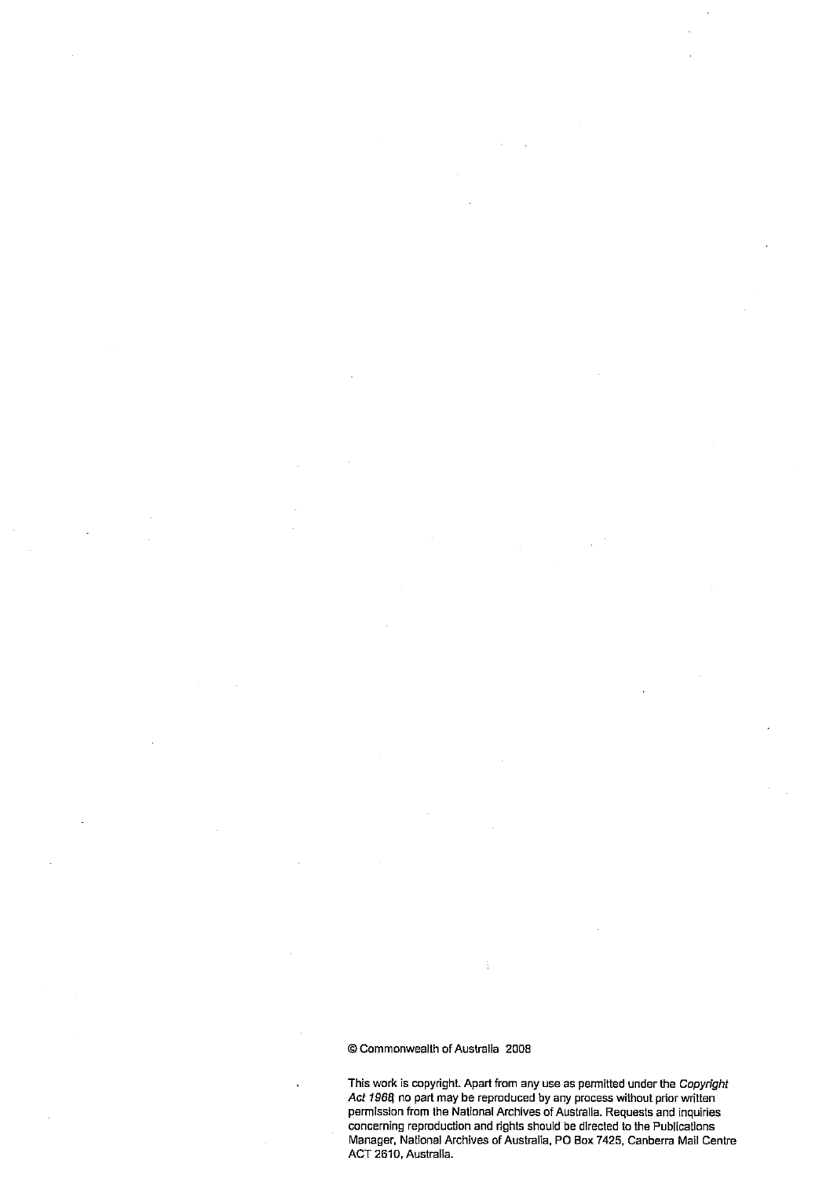© Commonwealth of Australia 2008

This work is copyright. Apart from any use as permitted under the *Copyright Act 1968*, no part may be reproduced by any process without prior written permission from the National Archives of Australia. Requests and inquiries concerning reproduction and rights should be directed to the Publications Manager, National Archives of Australia, PO Box 7425, Canberra Mail Centre ACT 2610, Australia.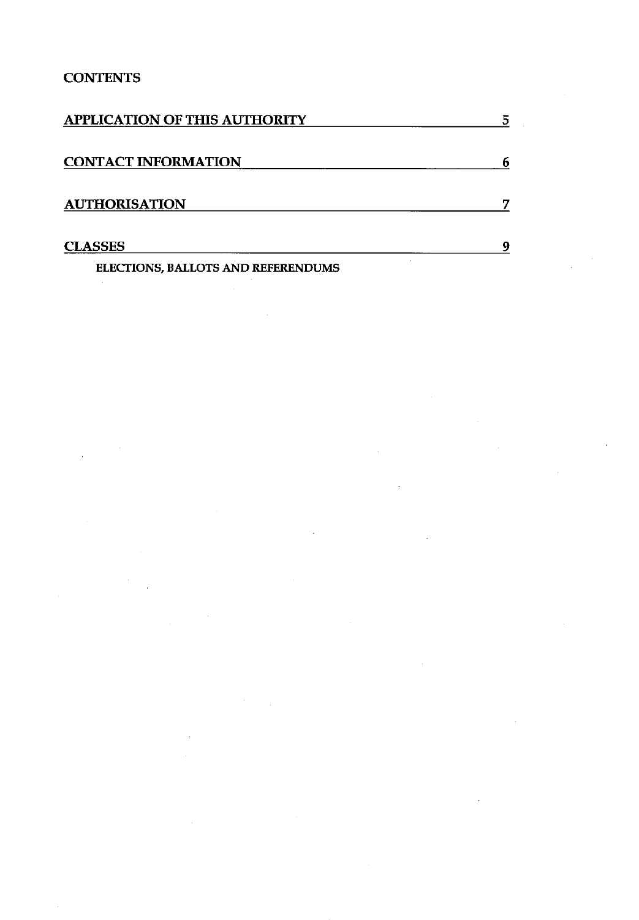**CONTENTS**

| | |
|---|---|
| APPLICATION OF THIS AUTHORITY | 5 |
| CONTACT INFORMATION | 6 |
| AUTHORISATION | 7 |
| CLASSES | 9 |
| ELECTIONS, BALLOTS AND REFERENDUMS | |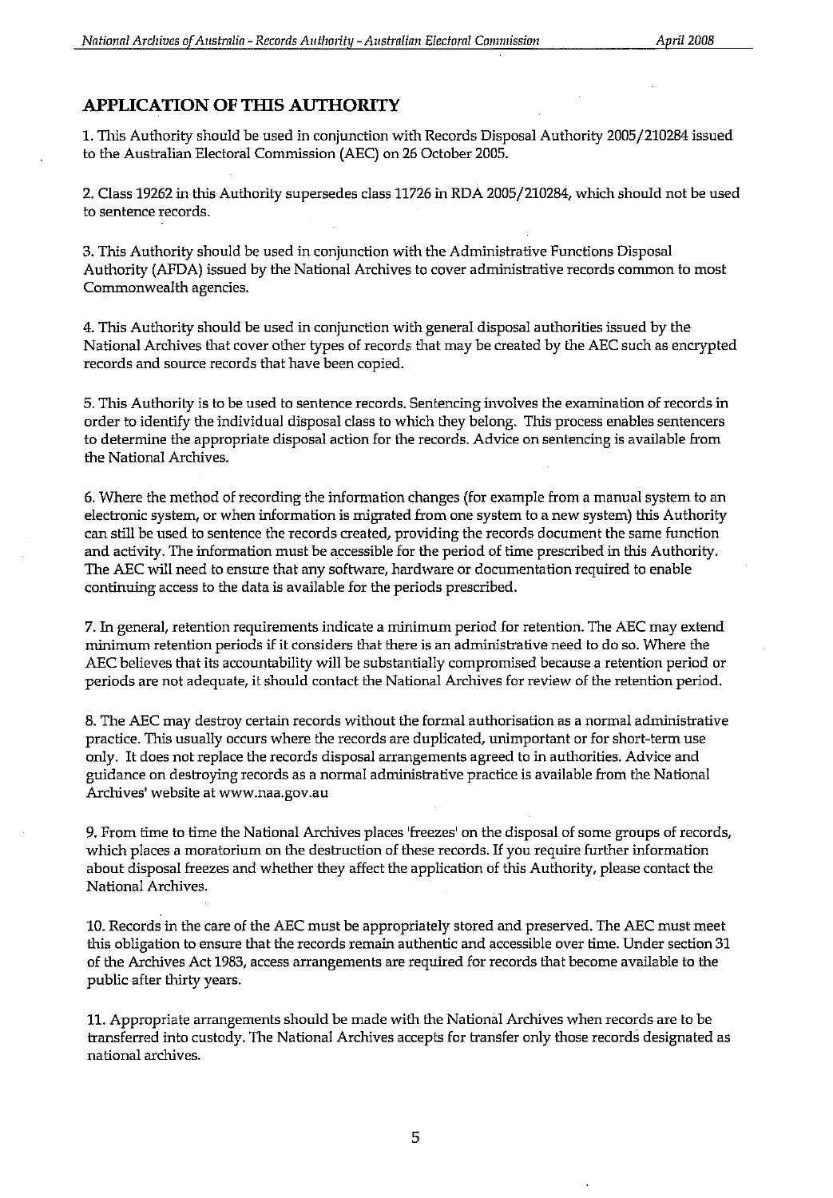## APPLICATION OF THIS AUTHORITY

1. This Authority should be used in conjunction with Records Disposal Authority 2005/210284 issued to the Australian Electoral Commission (AEC) on 26 October 2005.

2. Class 19262 in this Authority supersedes class 11726 in RDA 2005/210284, which should not be used to sentence records.

3. This Authority should be used in conjunction with the Administrative Functions Disposal Authority (AFDA) issued by the National Archives to cover administrative records common to most Commonwealth agencies.

4. This Authority should be used in conjunction with general disposal authorities issued by the National Archives that cover other types of records that may be created by the AEC such as encrypted records and source records that have been copied.

5. This Authority is to be used to sentence records. Sentencing involves the examination of records in order to identify the individual disposal class to which they belong. This process enables sentencers to determine the appropriate disposal action for the records. Advice on sentencing is available from the National Archives.

6. Where the method of recording the information changes (for example from a manual system to an electronic system, or when information is migrated from one system to a new system) this Authority can still be used to sentence the records created, providing the records document the same function and activity. The information must be accessible for the period of time prescribed in this Authority. The AEC will need to ensure that any software, hardware or documentation required to enable continuing access to the data is available for the periods prescribed.

7. In general, retention requirements indicate a minimum period for retention. The AEC may extend minimum retention periods if it considers that there is an administrative need to do so. Where the AEC believes that its accountability will be substantially compromised because a retention period or periods are not adequate, it should contact the National Archives for review of the retention period.

8. The AEC may destroy certain records without the formal authorisation as a normal administrative practice. This usually occurs where the records are duplicated, unimportant or for short-term use only. It does not replace the records disposal arrangements agreed to in authorities. Advice and guidance on destroying records as a normal administrative practice is available from the National Archives' website at www.naa.gov.au

9. From time to time the National Archives places 'freezes' on the disposal of some groups of records, which places a moratorium on the destruction of these records. If you require further information about disposal freezes and whether they affect the application of this Authority, please contact the National Archives.

10. Records in the care of the AEC must be appropriately stored and preserved. The AEC must meet this obligation to ensure that the records remain authentic and accessible over time. Under section 31 of the Archives Act 1983, access arrangements are required for records that become available to the public after thirty years.

11. Appropriate arrangements should be made with the National Archives when records are to be transferred into custody. The National Archives accepts for transfer only those records designated as national archives.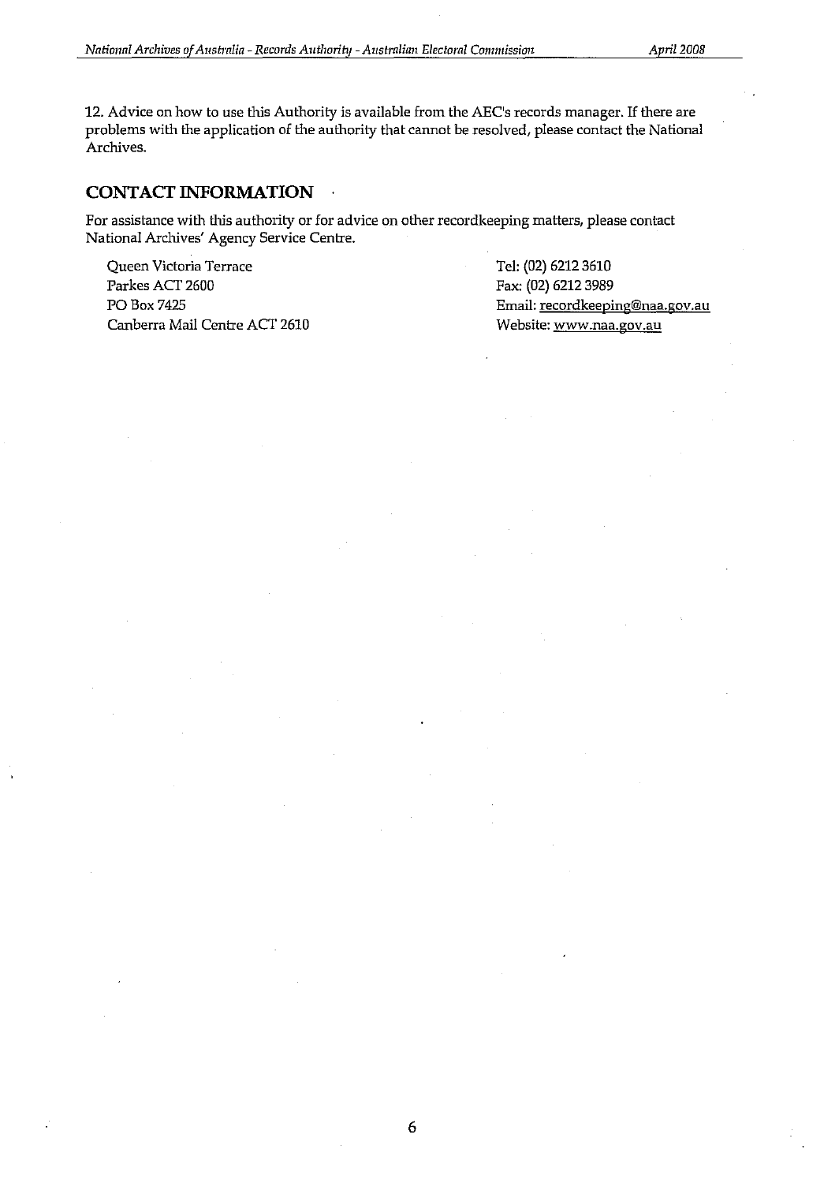12. Advice on how to use this Authority is available from the AEC's records manager. If there are problems with the application of the authority that cannot be resolved, please contact the National Archives.

## CONTACT INFORMATION

For assistance with this authority or for advice on other recordkeeping matters, please contact National Archives' Agency Service Centre.

Queen Victoria Terrace
Parkes ACT 2600
PO Box 7425
Canberra Mail Centre ACT 2610

Tel: (02) 6212 3610
Fax: (02) 6212 3989
Email: recordkeeping@naa.gov.au
Website: www.naa.gov.au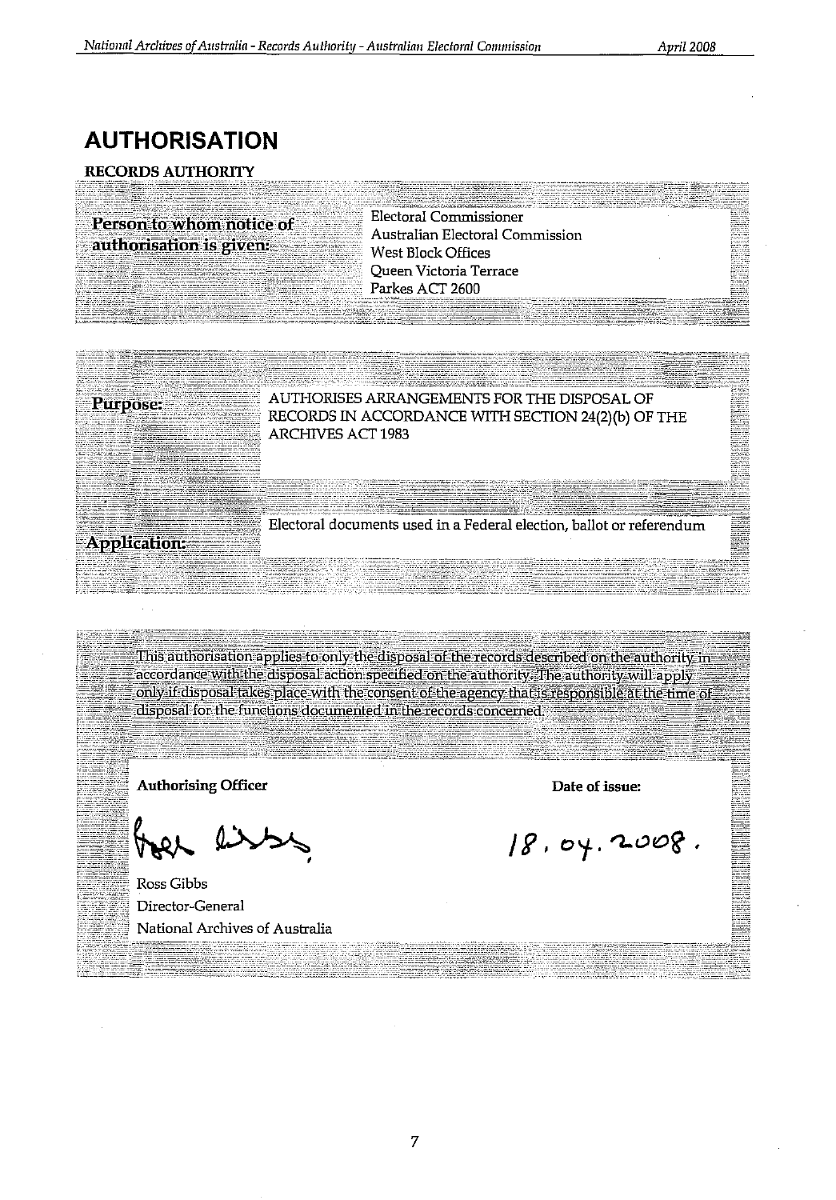# AUTHORISATION

**RECORDS AUTHORITY**

| | |
|---|---|
| **Person to whom notice of authorisation is given:** | Electoral Commissioner<br>Australian Electoral Commission<br>West Block Offices<br>Queen Victoria Terrace<br>Parkes ACT 2600 |

| | |
|---|---|
| **Purpose:** | AUTHORISES ARRANGEMENTS FOR THE DISPOSAL OF RECORDS IN ACCORDANCE WITH SECTION 24(2)(b) OF THE ARCHIVES ACT 1983 |
| **Application:** | Electoral documents used in a Federal election, ballot or referendum |

This authorisation applies to only the disposal of the records described on the authority in accordance with the disposal action specified on the authority. The authority will apply only if disposal takes place with the consent of the agency that is responsible at the time of disposal for the functions documented in the records concerned.

| **Authorising Officer** | **Date of issue:** |
|---|---|
| Ross Gibbs<br>Director-General<br>National Archives of Australia | 18.04.2008. |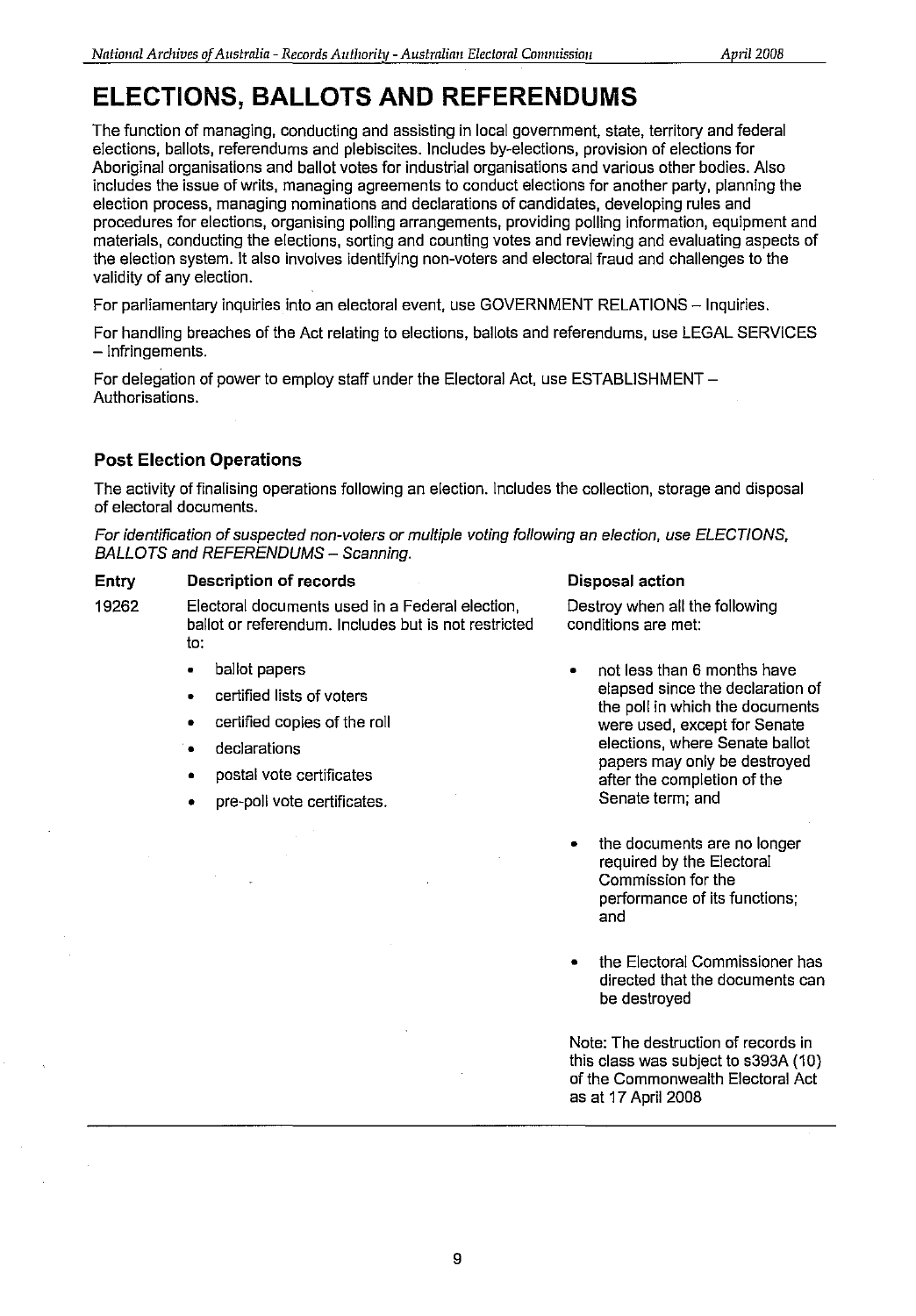// Running header omitted.

# ELECTIONS, BALLOTS AND REFERENDUMS

The function of managing, conducting and assisting in local government, state, territory and federal elections, ballots, referendums and plebiscites. Includes by-elections, provision of elections for Aboriginal organisations and ballot votes for industrial organisations and various other bodies. Also includes the issue of writs, managing agreements to conduct elections for another party, planning the election process, managing nominations and declarations of candidates, developing rules and procedures for elections, organising polling arrangements, providing polling information, equipment and materials, conducting the elections, sorting and counting votes and reviewing and evaluating aspects of the election system. It also involves identifying non-voters and electoral fraud and challenges to the validity of any election.

For parliamentary inquiries into an electoral event, use GOVERNMENT RELATIONS – Inquiries.

For handling breaches of the Act relating to elections, ballots and referendums, use LEGAL SERVICES – Infringements.

For delegation of power to employ staff under the Electoral Act, use ESTABLISHMENT – Authorisations.

## Post Election Operations

The activity of finalising operations following an election. Includes the collection, storage and disposal of electoral documents.

*For identification of suspected non-voters or multiple voting following an election, use ELECTIONS, BALLOTS and REFERENDUMS – Scanning.*

| Entry | Description of records | Disposal action |
|---|---|---|
| 19262 | Electoral documents used in a Federal election, ballot or referendum. Includes but is not restricted to:<br>• ballot papers<br>• certified lists of voters<br>• certified copies of the roll<br>• declarations<br>• postal vote certificates<br>• pre-poll vote certificates. | Destroy when all the following conditions are met:<br>• not less than 6 months have elapsed since the declaration of the poll in which the documents were used, except for Senate elections, where Senate ballot papers may only be destroyed after the completion of the Senate term; and<br>• the documents are no longer required by the Electoral Commission for the performance of its functions; and<br>• the Electoral Commissioner has directed that the documents can be destroyed<br><br>Note: The destruction of records in this class was subject to s393A (10) of the Commonwealth Electoral Act as at 17 April 2008 |